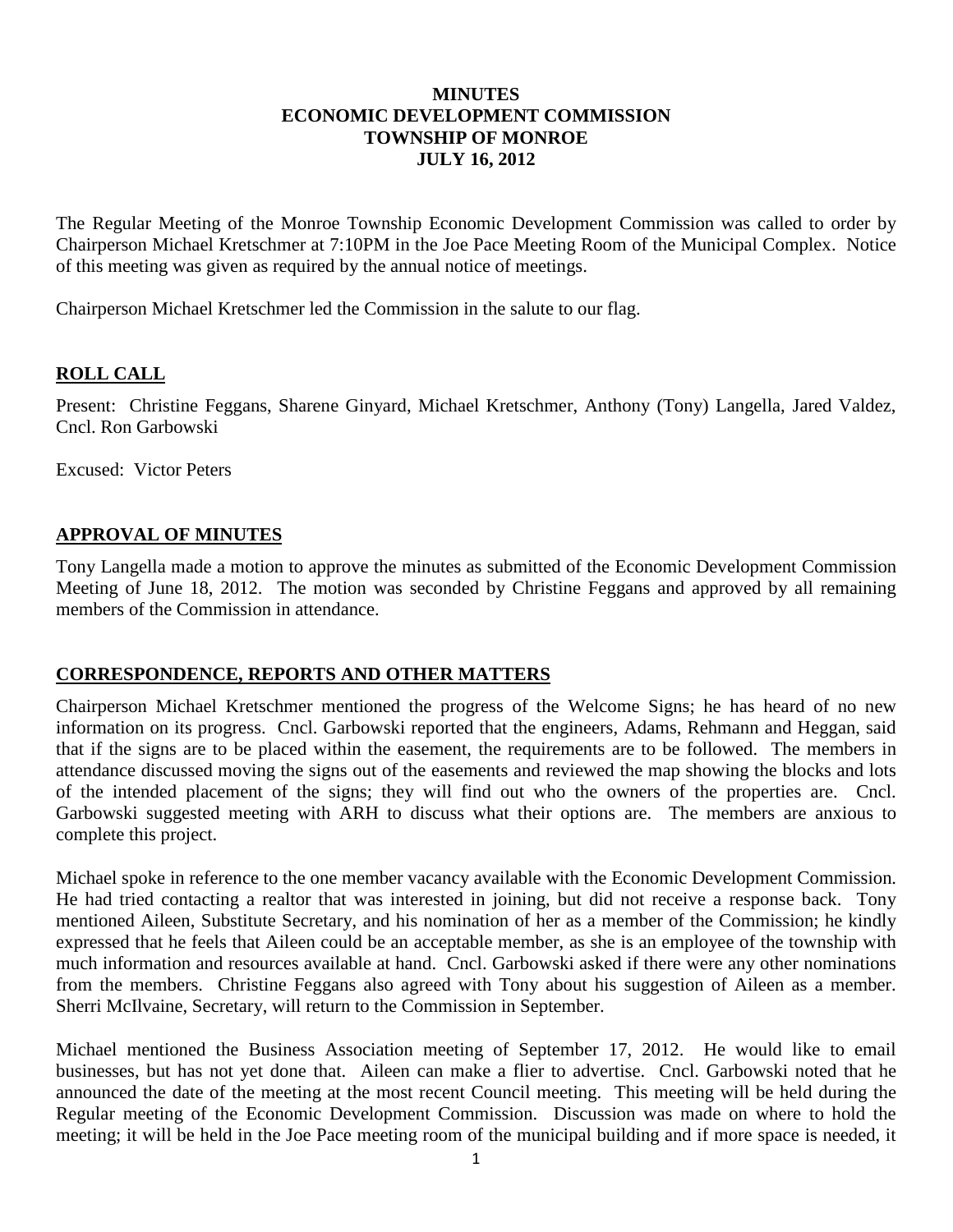# MINUTES
# ECONOMIC DEVELOPMENT COMMISSION
# TOWNSHIP OF MONROE
# JULY 16, 2012

The Regular Meeting of the Monroe Township Economic Development Commission was called to order by Chairperson Michael Kretschmer at 7:10PM in the Joe Pace Meeting Room of the Municipal Complex. Notice of this meeting was given as required by the annual notice of meetings.

Chairperson Michael Kretschmer led the Commission in the salute to our flag.

## ROLL CALL

Present: Christine Feggans, Sharene Ginyard, Michael Kretschmer, Anthony (Tony) Langella, Jared Valdez, Cncl. Ron Garbowski

Excused: Victor Peters

## APPROVAL OF MINUTES

Tony Langella made a motion to approve the minutes as submitted of the Economic Development Commission Meeting of June 18, 2012. The motion was seconded by Christine Feggans and approved by all remaining members of the Commission in attendance.

## CORRESPONDENCE, REPORTS AND OTHER MATTERS

Chairperson Michael Kretschmer mentioned the progress of the Welcome Signs; he has heard of no new information on its progress. Cncl. Garbowski reported that the engineers, Adams, Rehmann and Heggan, said that if the signs are to be placed within the easement, the requirements are to be followed. The members in attendance discussed moving the signs out of the easements and reviewed the map showing the blocks and lots of the intended placement of the signs; they will find out who the owners of the properties are. Cncl. Garbowski suggested meeting with ARH to discuss what their options are. The members are anxious to complete this project.

Michael spoke in reference to the one member vacancy available with the Economic Development Commission. He had tried contacting a realtor that was interested in joining, but did not receive a response back. Tony mentioned Aileen, Substitute Secretary, and his nomination of her as a member of the Commission; he kindly expressed that he feels that Aileen could be an acceptable member, as she is an employee of the township with much information and resources available at hand. Cncl. Garbowski asked if there were any other nominations from the members. Christine Feggans also agreed with Tony about his suggestion of Aileen as a member. Sherri McIlvaine, Secretary, will return to the Commission in September.

Michael mentioned the Business Association meeting of September 17, 2012. He would like to email businesses, but has not yet done that. Aileen can make a flier to advertise. Cncl. Garbowski noted that he announced the date of the meeting at the most recent Council meeting. This meeting will be held during the Regular meeting of the Economic Development Commission. Discussion was made on where to hold the meeting; it will be held in the Joe Pace meeting room of the municipal building and if more space is needed, it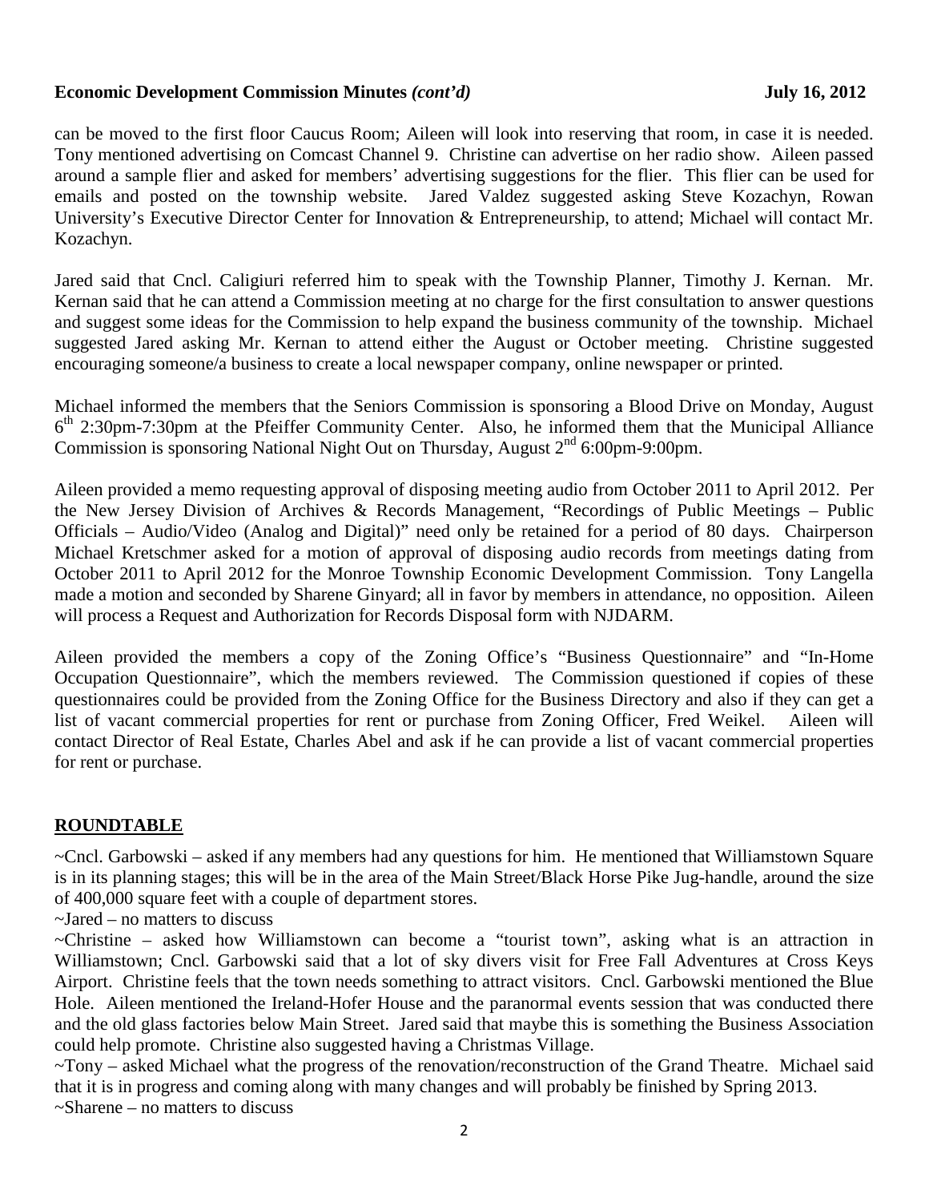can be moved to the first floor Caucus Room; Aileen will look into reserving that room, in case it is needed. Tony mentioned advertising on Comcast Channel 9. Christine can advertise on her radio show. Aileen passed around a sample flier and asked for members' advertising suggestions for the flier. This flier can be used for emails and posted on the township website. Jared Valdez suggested asking Steve Kozachyn, Rowan University's Executive Director Center for Innovation & Entrepreneurship, to attend; Michael will contact Mr. Kozachyn.

Jared said that Cncl. Caligiuri referred him to speak with the Township Planner, Timothy J. Kernan. Mr. Kernan said that he can attend a Commission meeting at no charge for the first consultation to answer questions and suggest some ideas for the Commission to help expand the business community of the township. Michael suggested Jared asking Mr. Kernan to attend either the August or October meeting. Christine suggested encouraging someone/a business to create a local newspaper company, online newspaper or printed.

Michael informed the members that the Seniors Commission is sponsoring a Blood Drive on Monday, August 6th 2:30pm-7:30pm at the Pfeiffer Community Center. Also, he informed them that the Municipal Alliance Commission is sponsoring National Night Out on Thursday, August 2nd 6:00pm-9:00pm.

Aileen provided a memo requesting approval of disposing meeting audio from October 2011 to April 2012. Per the New Jersey Division of Archives & Records Management, "Recordings of Public Meetings – Public Officials – Audio/Video (Analog and Digital)" need only be retained for a period of 80 days. Chairperson Michael Kretschmer asked for a motion of approval of disposing audio records from meetings dating from October 2011 to April 2012 for the Monroe Township Economic Development Commission. Tony Langella made a motion and seconded by Sharene Ginyard; all in favor by members in attendance, no opposition. Aileen will process a Request and Authorization for Records Disposal form with NJDARM.

Aileen provided the members a copy of the Zoning Office's "Business Questionnaire" and "In-Home Occupation Questionnaire", which the members reviewed. The Commission questioned if copies of these questionnaires could be provided from the Zoning Office for the Business Directory and also if they can get a list of vacant commercial properties for rent or purchase from Zoning Officer, Fred Weikel. Aileen will contact Director of Real Estate, Charles Abel and ask if he can provide a list of vacant commercial properties for rent or purchase.

## ROUNDTABLE

~Cncl. Garbowski – asked if any members had any questions for him. He mentioned that Williamstown Square is in its planning stages; this will be in the area of the Main Street/Black Horse Pike Jug-handle, around the size of 400,000 square feet with a couple of department stores.

~Jared – no matters to discuss

~Christine – asked how Williamstown can become a "tourist town", asking what is an attraction in Williamstown; Cncl. Garbowski said that a lot of sky divers visit for Free Fall Adventures at Cross Keys Airport. Christine feels that the town needs something to attract visitors. Cncl. Garbowski mentioned the Blue Hole. Aileen mentioned the Ireland-Hofer House and the paranormal events session that was conducted there and the old glass factories below Main Street. Jared said that maybe this is something the Business Association could help promote. Christine also suggested having a Christmas Village.

~Tony – asked Michael what the progress of the renovation/reconstruction of the Grand Theatre. Michael said that it is in progress and coming along with many changes and will probably be finished by Spring 2013.

~Sharene – no matters to discuss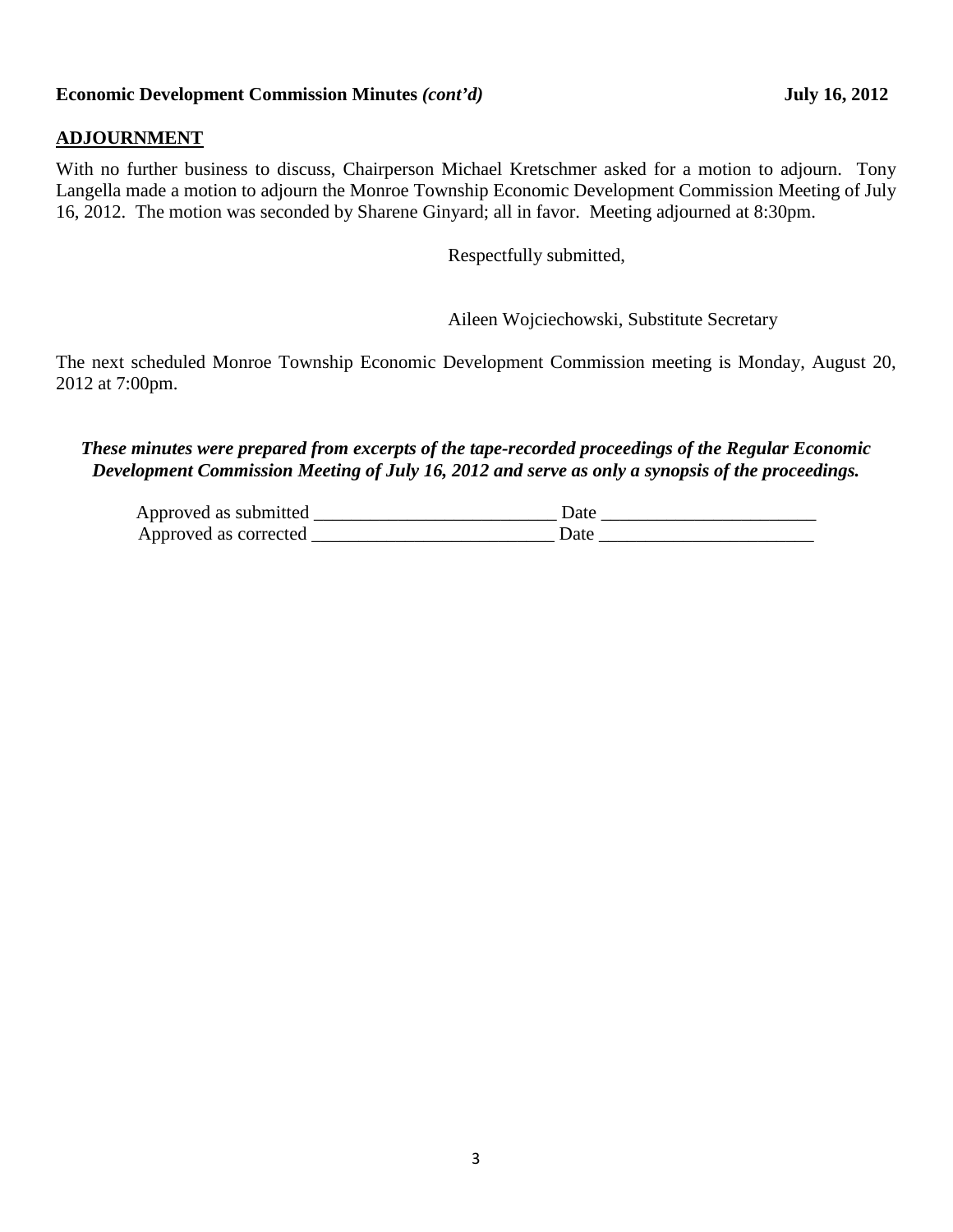## ADJOURNMENT

With no further business to discuss, Chairperson Michael Kretschmer asked for a motion to adjourn. Tony Langella made a motion to adjourn the Monroe Township Economic Development Commission Meeting of July 16, 2012. The motion was seconded by Sharene Ginyard; all in favor. Meeting adjourned at 8:30pm.

Respectfully submitted,

Aileen Wojciechowski, Substitute Secretary

The next scheduled Monroe Township Economic Development Commission meeting is Monday, August 20, 2012 at 7:00pm.

***These minutes were prepared from excerpts of the tape-recorded proceedings of the Regular Economic Development Commission Meeting of July 16, 2012 and serve as only a synopsis of the proceedings.***

Approved as submitted __________________________ Date _______________________
Approved as corrected __________________________ Date _______________________